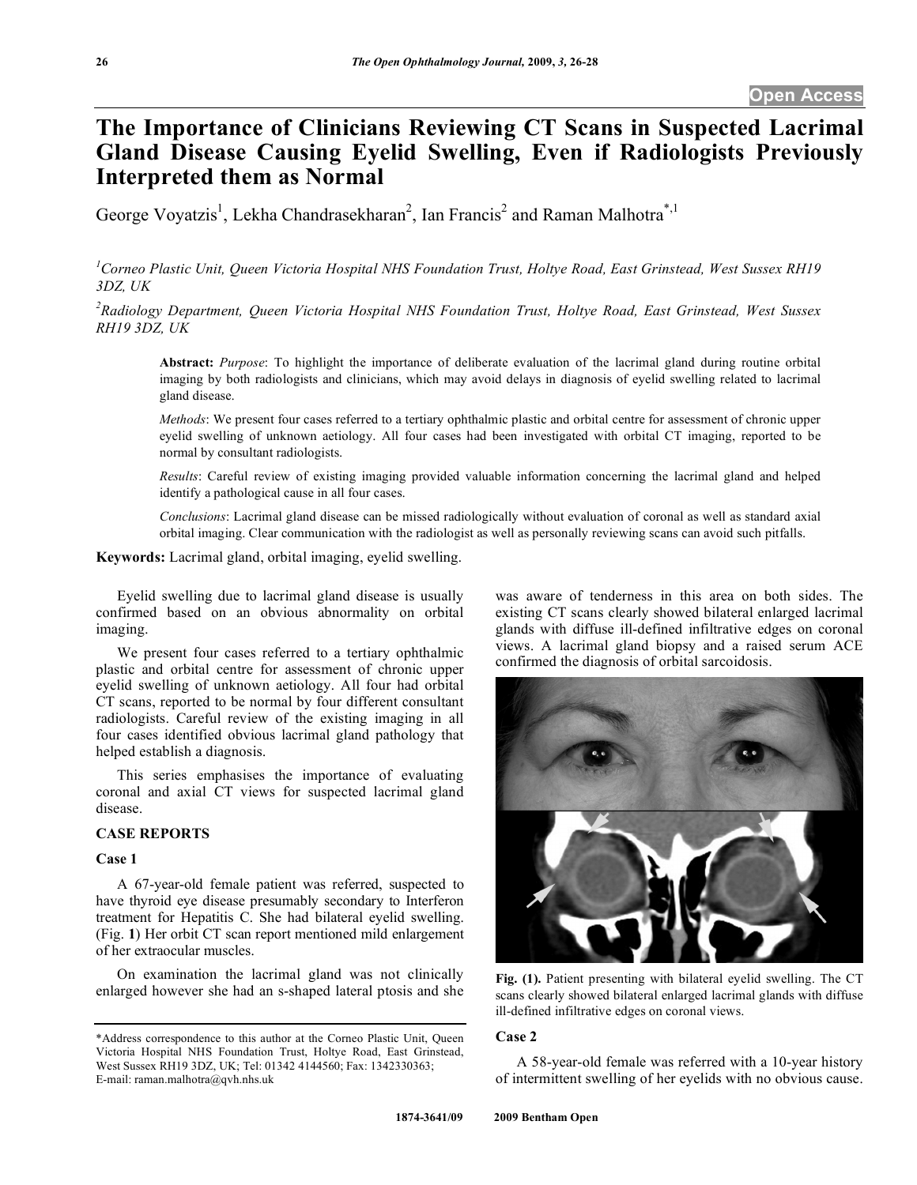Open Access

# The Importance of Clinicians Reviewing CT Scans in Suspected Lacrimal Gland Disease Causing Eyelid Swelling, Even if Radiologists Previously Interpreted them as Normal

George Voyatzis[1], Lekha Chandrasekharan[2], Ian Francis[2] and Raman Malhotra[*,1]

[1]*Corneo Plastic Unit, Queen Victoria Hospital NHS Foundation Trust, Holtye Road, East Grinstead, West Sussex RH19 3DZ, UK*

[2]*Radiology Department, Queen Victoria Hospital NHS Foundation Trust, Holtye Road, East Grinstead, West Sussex RH19 3DZ, UK*

**Abstract:** *Purpose*: To highlight the importance of deliberate evaluation of the lacrimal gland during routine orbital imaging by both radiologists and clinicians, which may avoid delays in diagnosis of eyelid swelling related to lacrimal gland disease.

*Methods*: We present four cases referred to a tertiary ophthalmic plastic and orbital centre for assessment of chronic upper eyelid swelling of unknown aetiology. All four cases had been investigated with orbital CT imaging, reported to be normal by consultant radiologists.

*Results*: Careful review of existing imaging provided valuable information concerning the lacrimal gland and helped identify a pathological cause in all four cases.

*Conclusions*: Lacrimal gland disease can be missed radiologically without evaluation of coronal as well as standard axial orbital imaging. Clear communication with the radiologist as well as personally reviewing scans can avoid such pitfalls.

**Keywords:** Lacrimal gland, orbital imaging, eyelid swelling.

Eyelid swelling due to lacrimal gland disease is usually confirmed based on an obvious abnormality on orbital imaging.

We present four cases referred to a tertiary ophthalmic plastic and orbital centre for assessment of chronic upper eyelid swelling of unknown aetiology. All four had orbital CT scans, reported to be normal by four different consultant radiologists. Careful review of the existing imaging in all four cases identified obvious lacrimal gland pathology that helped establish a diagnosis.

This series emphasises the importance of evaluating coronal and axial CT views for suspected lacrimal gland disease.

## CASE REPORTS

### Case 1

A 67-year-old female patient was referred, suspected to have thyroid eye disease presumably secondary to Interferon treatment for Hepatitis C. She had bilateral eyelid swelling. (Fig. **1**) Her orbit CT scan report mentioned mild enlargement of her extraocular muscles.

On examination the lacrimal gland was not clinically enlarged however she had an s-shaped lateral ptosis and she was aware of tenderness in this area on both sides. The existing CT scans clearly showed bilateral enlarged lacrimal glands with diffuse ill-defined infiltrative edges on coronal views. A lacrimal gland biopsy and a raised serum ACE confirmed the diagnosis of orbital sarcoidosis.

**Fig. (1).** Patient presenting with bilateral eyelid swelling. The CT scans clearly showed bilateral enlarged lacrimal glands with diffuse ill-defined infiltrative edges on coronal views.

### Case 2

A 58-year-old female was referred with a 10-year history of intermittent swelling of her eyelids with no obvious cause.

*Address correspondence to this author at the Corneo Plastic Unit, Queen Victoria Hospital NHS Foundation Trust, Holtye Road, East Grinstead, West Sussex RH19 3DZ, UK; Tel: 01342 4144560; Fax: 1342330363; E-mail: raman.malhotra@qvh.nhs.uk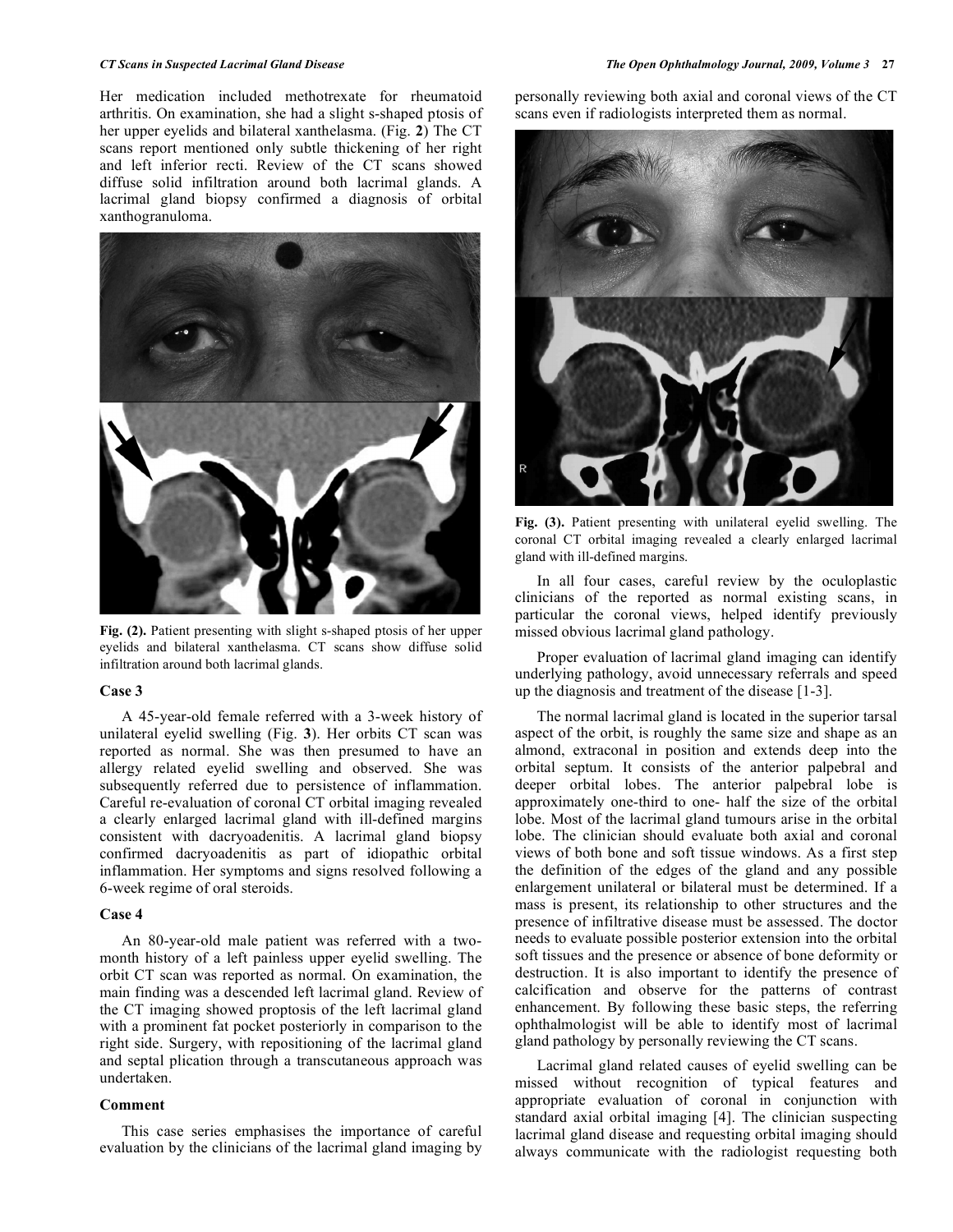Her medication included methotrexate for rheumatoid arthritis. On examination, she had a slight s-shaped ptosis of her upper eyelids and bilateral xanthelasma. (Fig. **2**) The CT scans report mentioned only subtle thickening of her right and left inferior recti. Review of the CT scans showed diffuse solid infiltration around both lacrimal glands. A lacrimal gland biopsy confirmed a diagnosis of orbital xanthogranuloma.

**Fig. (2).** Patient presenting with slight s-shaped ptosis of her upper eyelids and bilateral xanthelasma. CT scans show diffuse solid infiltration around both lacrimal glands.

### Case 3

A 45-year-old female referred with a 3-week history of unilateral eyelid swelling (Fig. **3**). Her orbits CT scan was reported as normal. She was then presumed to have an allergy related eyelid swelling and observed. She was subsequently referred due to persistence of inflammation. Careful re-evaluation of coronal CT orbital imaging revealed a clearly enlarged lacrimal gland with ill-defined margins consistent with dacryoadenitis. A lacrimal gland biopsy confirmed dacryoadenitis as part of idiopathic orbital inflammation. Her symptoms and signs resolved following a 6-week regime of oral steroids.

### Case 4

An 80-year-old male patient was referred with a two-month history of a left painless upper eyelid swelling. The orbit CT scan was reported as normal. On examination, the main finding was a descended left lacrimal gland. Review of the CT imaging showed proptosis of the left lacrimal gland with a prominent fat pocket posteriorly in comparison to the right side. Surgery, with repositioning of the lacrimal gland and septal plication through a transcutaneous approach was undertaken.

### Comment

This case series emphasises the importance of careful evaluation by the clinicians of the lacrimal gland imaging by personally reviewing both axial and coronal views of the CT scans even if radiologists interpreted them as normal.

**Fig. (3).** Patient presenting with unilateral eyelid swelling. The coronal CT orbital imaging revealed a clearly enlarged lacrimal gland with ill-defined margins.

In all four cases, careful review by the oculoplastic clinicians of the reported as normal existing scans, in particular the coronal views, helped identify previously missed obvious lacrimal gland pathology.

Proper evaluation of lacrimal gland imaging can identify underlying pathology, avoid unnecessary referrals and speed up the diagnosis and treatment of the disease [1-3].

The normal lacrimal gland is located in the superior tarsal aspect of the orbit, is roughly the same size and shape as an almond, extraconal in position and extends deep into the orbital septum. It consists of the anterior palpebral and deeper orbital lobes. The anterior palpebral lobe is approximately one-third to one- half the size of the orbital lobe. Most of the lacrimal gland tumours arise in the orbital lobe. The clinician should evaluate both axial and coronal views of both bone and soft tissue windows. As a first step the definition of the edges of the gland and any possible enlargement unilateral or bilateral must be determined. If a mass is present, its relationship to other structures and the presence of infiltrative disease must be assessed. The doctor needs to evaluate possible posterior extension into the orbital soft tissues and the presence or absence of bone deformity or destruction. It is also important to identify the presence of calcification and observe for the patterns of contrast enhancement. By following these basic steps, the referring ophthalmologist will be able to identify most of lacrimal gland pathology by personally reviewing the CT scans.

Lacrimal gland related causes of eyelid swelling can be missed without recognition of typical features and appropriate evaluation of coronal in conjunction with standard axial orbital imaging [4]. The clinician suspecting lacrimal gland disease and requesting orbital imaging should always communicate with the radiologist requesting both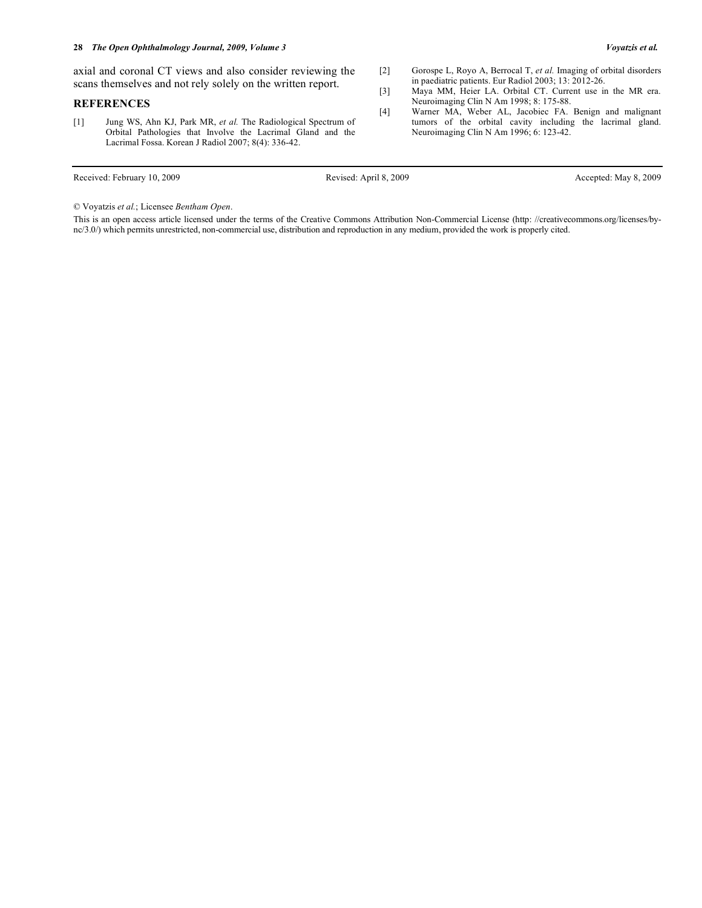axial and coronal CT views and also consider reviewing the scans themselves and not rely solely on the written report.

## REFERENCES

[1] Jung WS, Ahn KJ, Park MR, *et al.* The Radiological Spectrum of Orbital Pathologies that Involve the Lacrimal Gland and the Lacrimal Fossa. Korean J Radiol 2007; 8(4): 336-42.

[2] Gorospe L, Royo A, Berrocal T, *et al.* Imaging of orbital disorders in paediatric patients. Eur Radiol 2003; 13: 2012-26.

[3] Maya MM, Heier LA. Orbital CT. Current use in the MR era. Neuroimaging Clin N Am 1998; 8: 175-88.

[4] Warner MA, Weber AL, Jacobiec FA. Benign and malignant tumors of the orbital cavity including the lacrimal gland. Neuroimaging Clin N Am 1996; 6: 123-42.

Received: February 10, 2009 Revised: April 8, 2009 Accepted: May 8, 2009

© Voyatzis *et al.*; Licensee *Bentham Open*.

This is an open access article licensed under the terms of the Creative Commons Attribution Non-Commercial License (http: //creativecommons.org/licenses/by-nc/3.0/) which permits unrestricted, non-commercial use, distribution and reproduction in any medium, provided the work is properly cited.